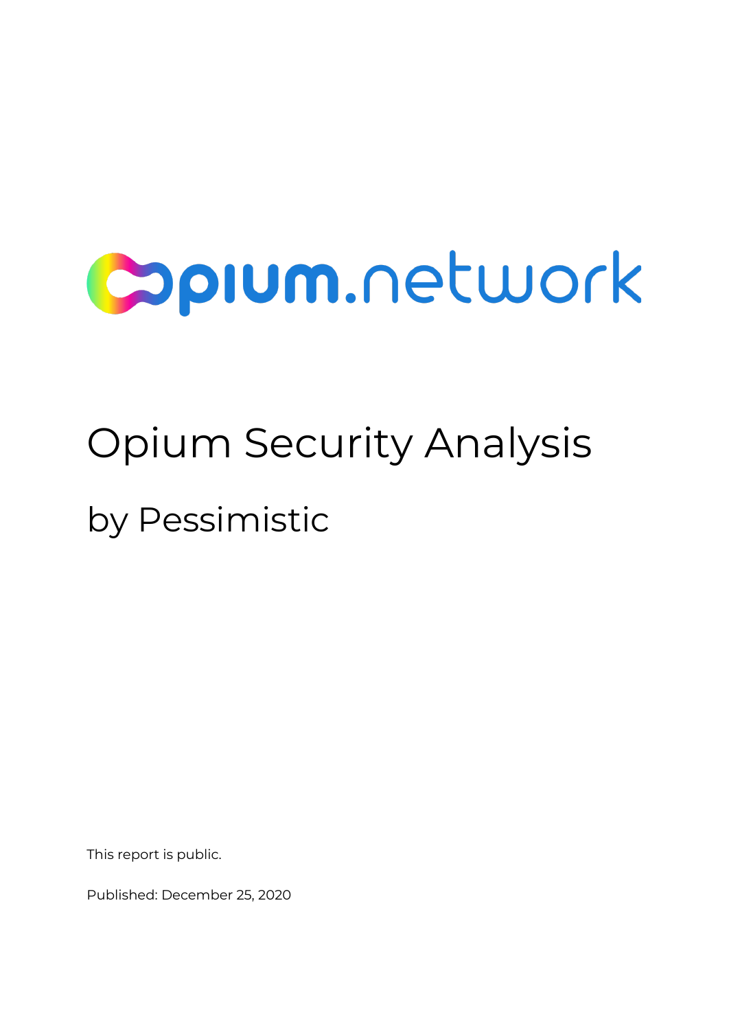opium.network

# Opium Security Analysis

## by Pessimistic

This report is public.

Published: December 25, 2020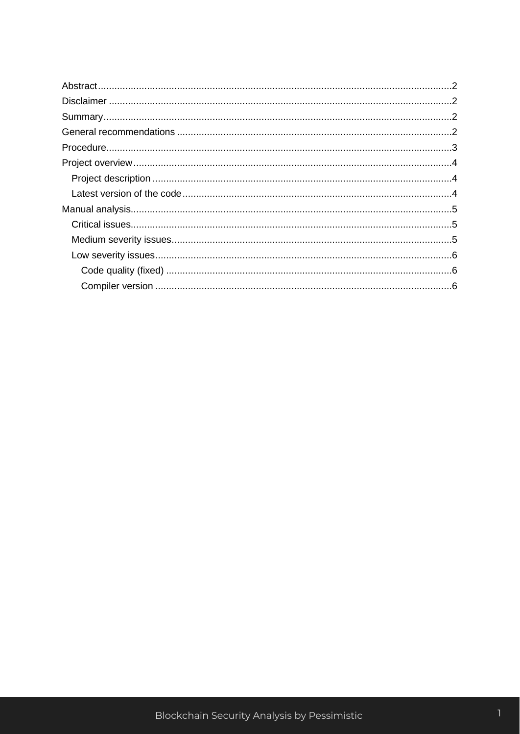Abstract .......... 2
Disclaimer .......... 2
Summary .......... 2
General recommendations .......... 2
Procedure .......... 3
Project overview .......... 4
- Project description .......... 4
- Latest version of the code .......... 4

Manual analysis .......... 5
- Critical issues .......... 5
- Medium severity issues .......... 5
- Low severity issues .......... 6
  - Code quality (fixed) .......... 6
  - Compiler version .......... 6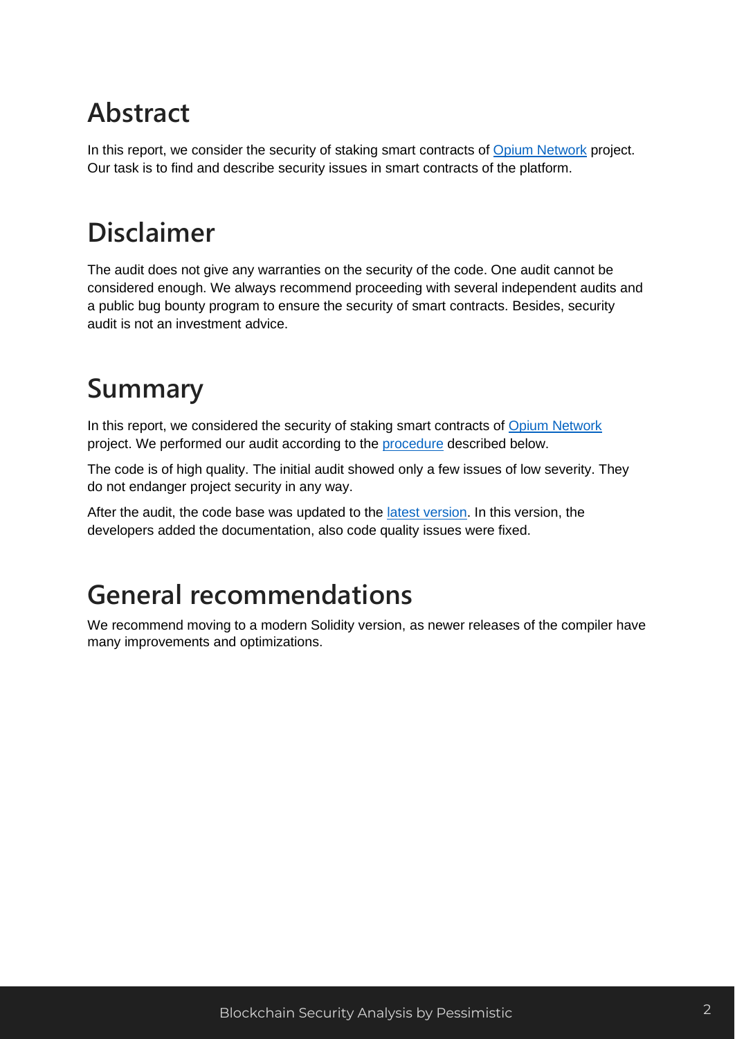# Abstract

In this report, we consider the security of staking smart contracts of Opium Network project. Our task is to find and describe security issues in smart contracts of the platform.

# Disclaimer

The audit does not give any warranties on the security of the code. One audit cannot be considered enough. We always recommend proceeding with several independent audits and a public bug bounty program to ensure the security of smart contracts. Besides, security audit is not an investment advice.

# Summary

In this report, we considered the security of staking smart contracts of Opium Network project. We performed our audit according to the procedure described below.

The code is of high quality. The initial audit showed only a few issues of low severity. They do not endanger project security in any way.

After the audit, the code base was updated to the latest version. In this version, the developers added the documentation, also code quality issues were fixed.

# General recommendations

We recommend moving to a modern Solidity version, as newer releases of the compiler have many improvements and optimizations.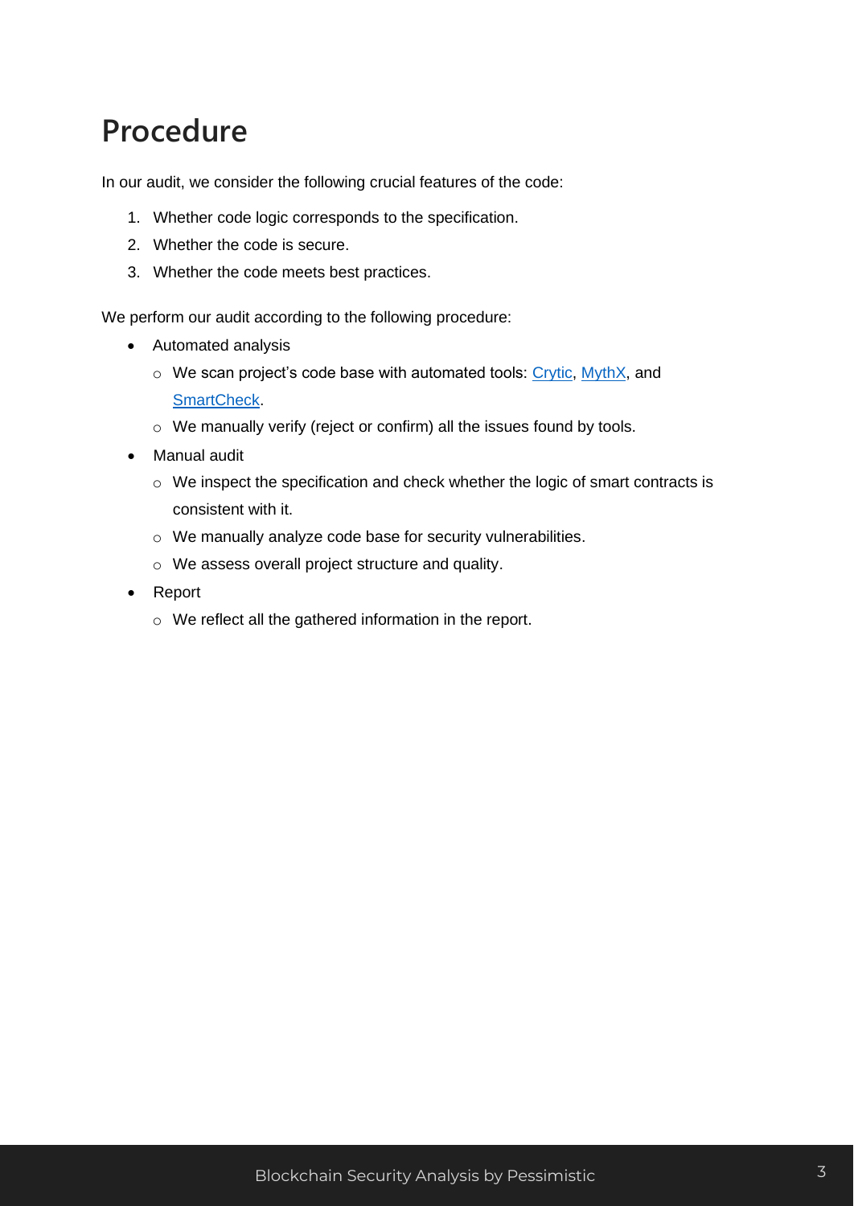# Procedure

In our audit, we consider the following crucial features of the code:

1. Whether code logic corresponds to the specification.
2. Whether the code is secure.
3. Whether the code meets best practices.

We perform our audit according to the following procedure:

- Automated analysis
  - We scan project's code base with automated tools: Crytic, MythX, and SmartCheck.
  - We manually verify (reject or confirm) all the issues found by tools.
- Manual audit
  - We inspect the specification and check whether the logic of smart contracts is consistent with it.
  - We manually analyze code base for security vulnerabilities.
  - We assess overall project structure and quality.
- Report
  - We reflect all the gathered information in the report.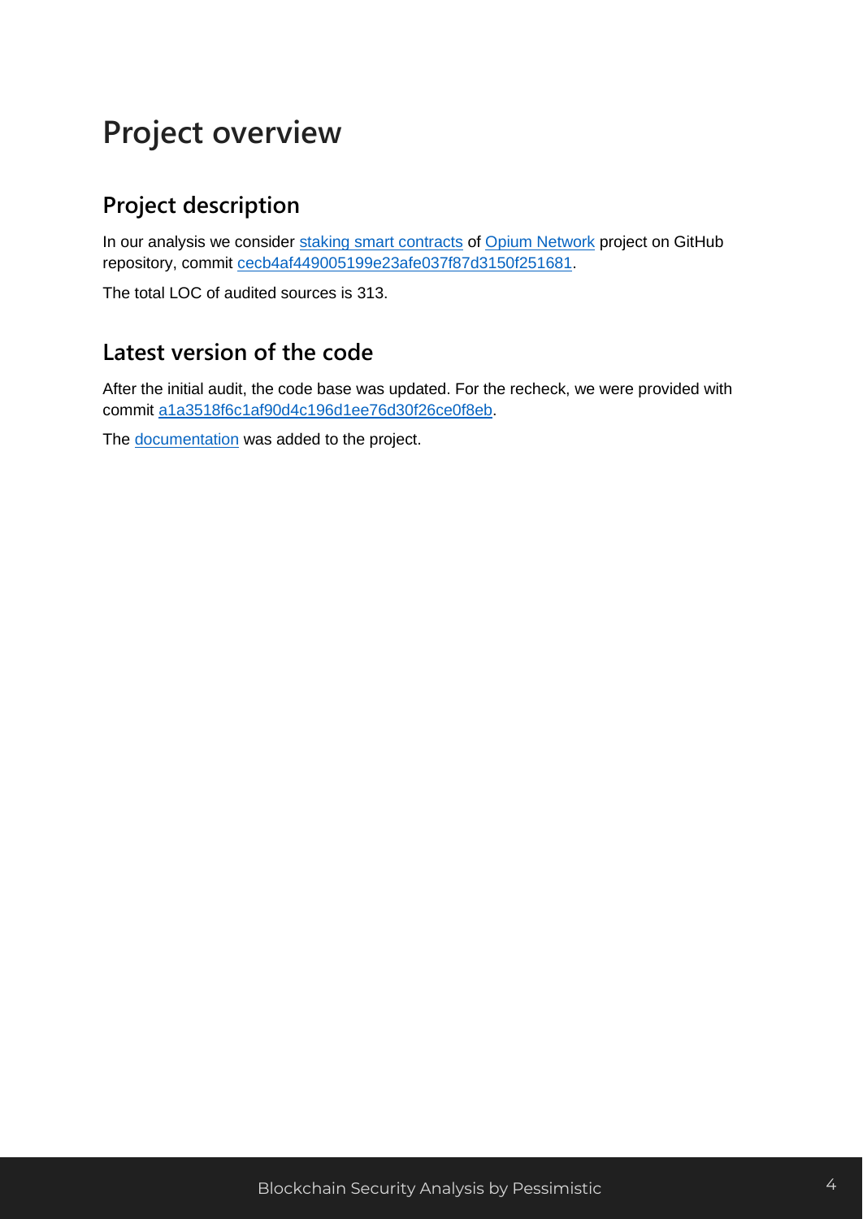# Project overview

## Project description

In our analysis we consider staking smart contracts of Opium Network project on GitHub repository, commit cecb4af449005199e23afe037f87d3150f251681.

The total LOC of audited sources is 313.

## Latest version of the code

After the initial audit, the code base was updated. For the recheck, we were provided with commit a1a3518f6c1af90d4c196d1ee76d30f26ce0f8eb.

The documentation was added to the project.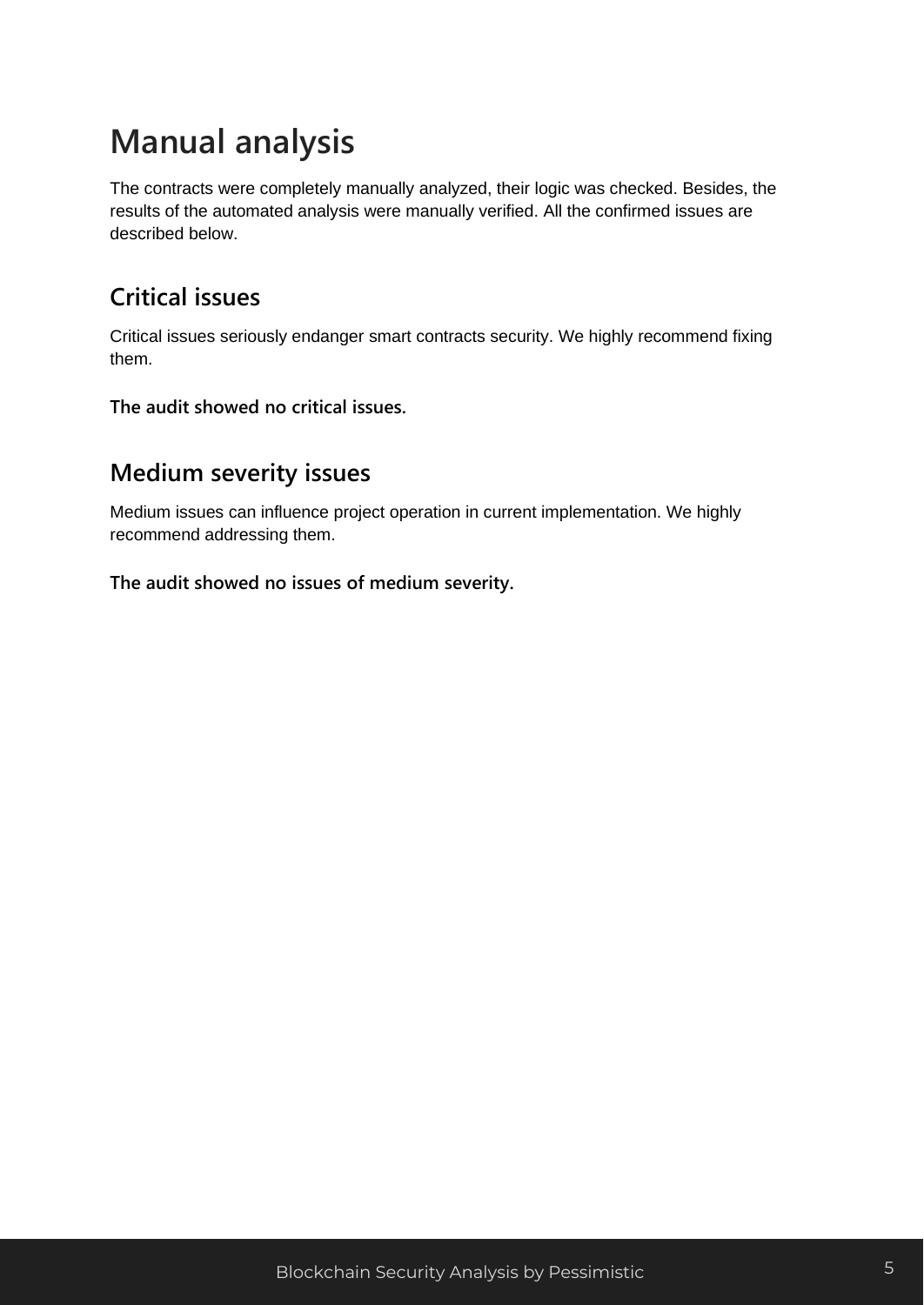# Manual analysis

The contracts were completely manually analyzed, their logic was checked. Besides, the results of the automated analysis were manually verified. All the confirmed issues are described below.

## Critical issues

Critical issues seriously endanger smart contracts security. We highly recommend fixing them.

**The audit showed no critical issues.**

## Medium severity issues

Medium issues can influence project operation in current implementation. We highly recommend addressing them.

**The audit showed no issues of medium severity.**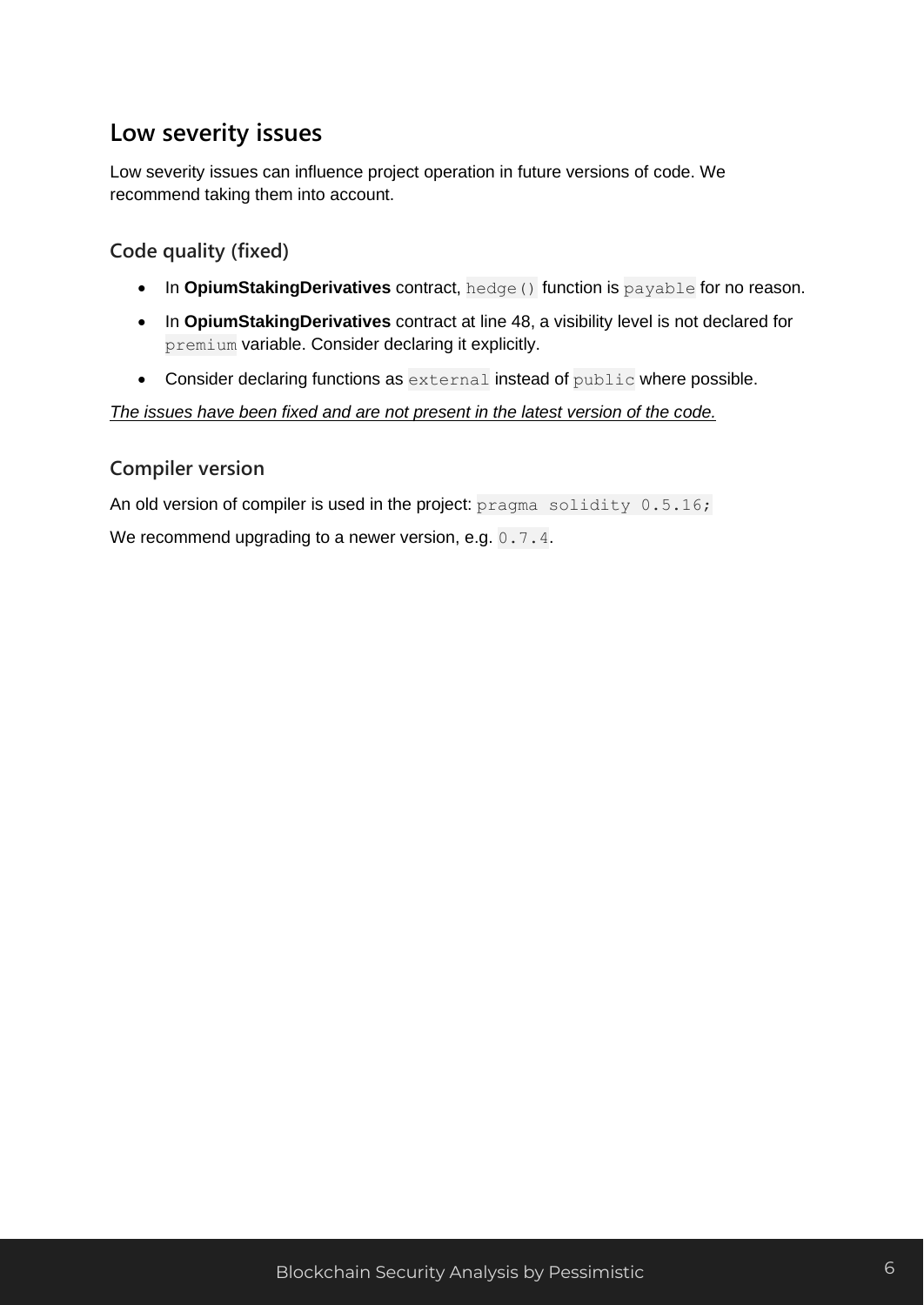## Low severity issues

Low severity issues can influence project operation in future versions of code. We recommend taking them into account.

### Code quality (fixed)

- In **OpiumStakingDerivatives** contract, `hedge()` function is `payable` for no reason.
- In **OpiumStakingDerivatives** contract at line 48, a visibility level is not declared for `premium` variable. Consider declaring it explicitly.
- Consider declaring functions as `external` instead of `public` where possible.

*The issues have been fixed and are not present in the latest version of the code.*

### Compiler version

An old version of compiler is used in the project: `pragma solidity 0.5.16;`

We recommend upgrading to a newer version, e.g. `0.7.4`.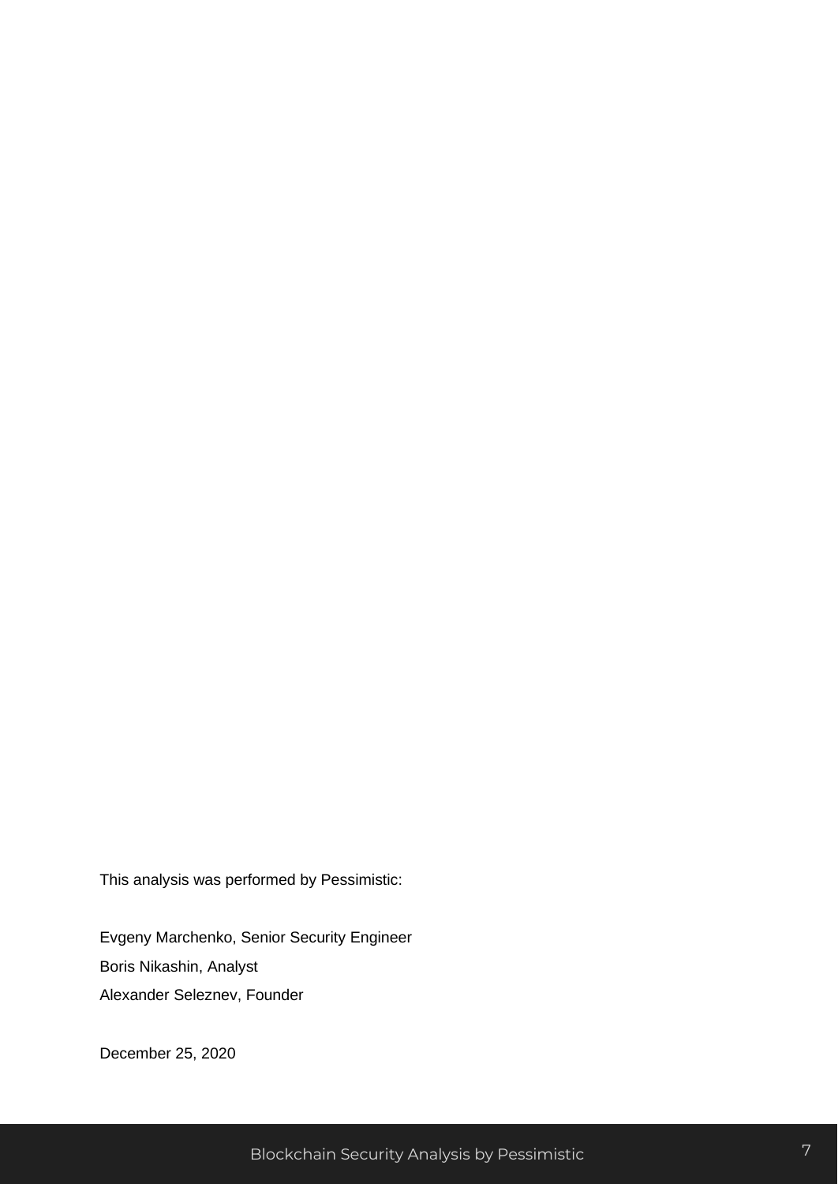This analysis was performed by Pessimistic:

Evgeny Marchenko, Senior Security Engineer  
Boris Nikashin, Analyst  
Alexander Seleznev, Founder

December 25, 2020